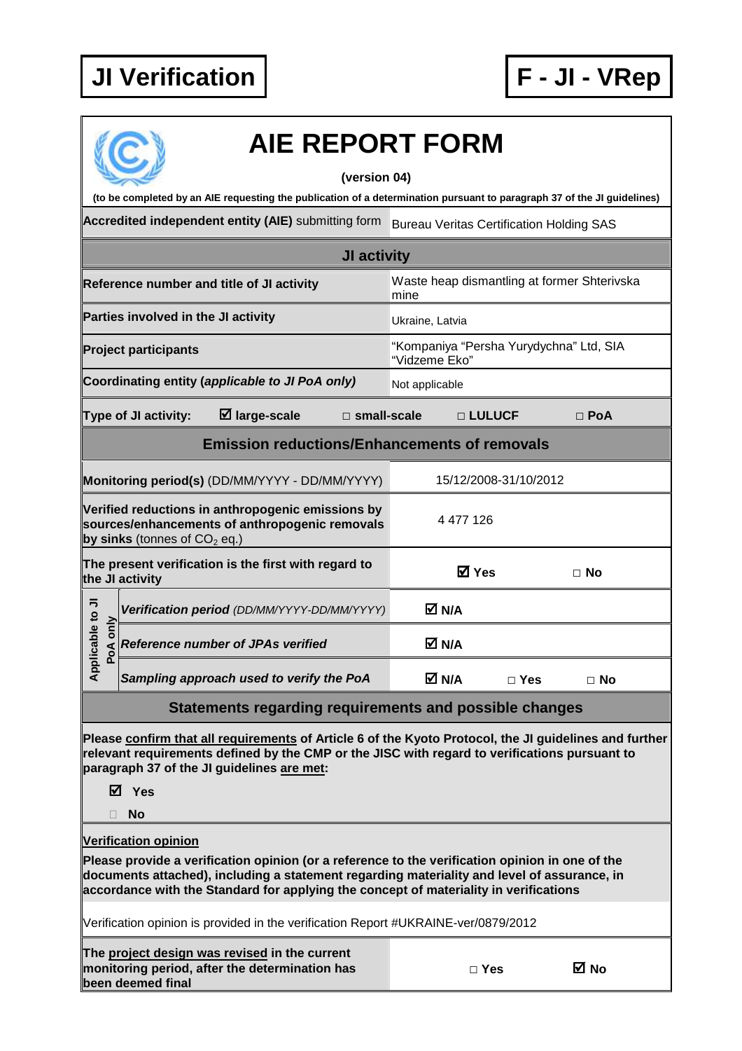**JI Verification** | **F - JI - VRep**

# AIE REPORT FORM

**(version 04)**

**(to be completed by an AIE requesting the publication of a determination pursuant to paragraph 37 of the JI guidelines)**

| **Accredited independent entity (AIE)** submitting form | Bureau Veritas Certification Holding SAS |
|---|---|

## JI activity

| | |
|---|---|
| **Reference number and title of JI activity** | Waste heap dismantling at former Shterivska mine |
| **Parties involved in the JI activity** | Ukraine, Latvia |
| **Project participants** | "Kompaniya "Persha Yurydychna" Ltd, SIA "Vidzeme Eko" |
| **Coordinating entity (*applicable to JI PoA only*)** | Not applicable |

**Type of JI activity:** ☑ **large-scale** □ **small-scale** □ **LULUCF** □ **PoA**

## Emission reductions/Enhancements of removals

| | |
|---|---|
| **Monitoring period(s)** (DD/MM/YYYY - DD/MM/YYYY) | 15/12/2008-31/10/2012 |
| **Verified reductions in anthropogenic emissions by sources/enhancements of anthropogenic removals by sinks** (tonnes of $CO_2$ eq.) | 4 477 126 |
| **The present verification is the first with regard to the JI activity** | ☑ **Yes** □ **No** |
| *Applicable to JI PoA only:* ***Verification period*** *(DD/MM/YYYY-DD/MM/YYYY)* | ☑ **N/A** |
| *Applicable to JI PoA only:* ***Reference number of JPAs verified*** | ☑ **N/A** |
| *Applicable to JI PoA only:* ***Sampling approach used to verify the PoA*** | ☑ **N/A** □ **Yes** □ **No** |

## Statements regarding requirements and possible changes

**Please confirm that all requirements of Article 6 of the Kyoto Protocol, the JI guidelines and further relevant requirements defined by the CMP or the JISC with regard to verifications pursuant to paragraph 37 of the JI guidelines are met:**

☑ **Yes**

□ **No**

**Verification opinion**

**Please provide a verification opinion (or a reference to the verification opinion in one of the documents attached), including a statement regarding materiality and level of assurance, in accordance with the Standard for applying the concept of materiality in verifications**

Verification opinion is provided in the verification Report #UKRAINE-ver/0879/2012

| | |
|---|---|
| **The project design was revised in the current monitoring period, after the determination has been deemed final** | □ **Yes** ☑ **No** |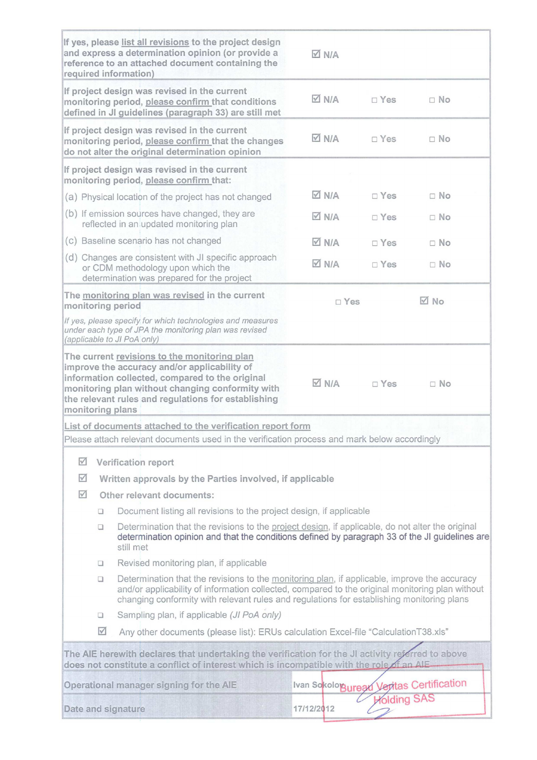| | | | |
|---|---|---|---|
| If yes, please list all revisions to the project design and express a determination opinion (or provide a reference to an attached document containing the required information) | ☑ N/A | | |
| If project design was revised in the current monitoring period, please confirm that conditions defined in JI guidelines (paragraph 33) are still met | ☑ N/A | ☐ Yes | ☐ No |
| If project design was revised in the current monitoring period, please confirm that the changes do not alter the original determination opinion | ☑ N/A | ☐ Yes | ☐ No |
| If project design was revised in the current monitoring period, please confirm that: | | | |
| (a) Physical location of the project has not changed | ☑ N/A | ☐ Yes | ☐ No |
| (b) If emission sources have changed, they are reflected in an updated monitoring plan | ☑ N/A | ☐ Yes | ☐ No |
| (c) Baseline scenario has not changed | ☑ N/A | ☐ Yes | ☐ No |
| (d) Changes are consistent with JI specific approach or CDM methodology upon which the determination was prepared for the project | ☑ N/A | ☐ Yes | ☐ No |
| The monitoring plan was revised in the current monitoring period<br>*If yes, please specify for which technologies and measures under each type of JPA the monitoring plan was revised (applicable to JI PoA only)* | | ☐ Yes | ☑ No |
| The current revisions to the monitoring plan improve the accuracy and/or applicability of information collected, compared to the original monitoring plan without changing conformity with the relevant rules and regulations for establishing monitoring plans | ☑ N/A | ☐ Yes | ☐ No |

**List of documents attached to the verification report form**

Please attach relevant documents used in the verification process and mark below accordingly

- ☑ Verification report
- ☑ Written approvals by the Parties involved, if applicable
- ☑ Other relevant documents:
  - ☐ Document listing all revisions to the project design, if applicable
  - ☐ Determination that the revisions to the project design, if applicable, do not alter the original determination opinion and that the conditions defined by paragraph 33 of the JI guidelines are still met
  - ☐ Revised monitoring plan, if applicable
  - ☐ Determination that the revisions to the monitoring plan, if applicable, improve the accuracy and/or applicability of information collected, compared to the original monitoring plan without changing conformity with relevant rules and regulations for establishing monitoring plans
  - ☐ Sampling plan, if applicable *(JI PoA only)*
  - ☑ Any other documents (please list): ERUs calculation Excel-file "CalculationT38.xls"

| | |
|---|---|
| The AIE herewith declares that undertaking the verification for the JI activity referred to above does not constitute a conflict of interest which is incompatible with the role of an AIE | |
| Operational manager signing for the AIE | Ivan Sokolov |
| Date and signature | 17/12/2012 |

Bureau Veritas Certification Holding SAS